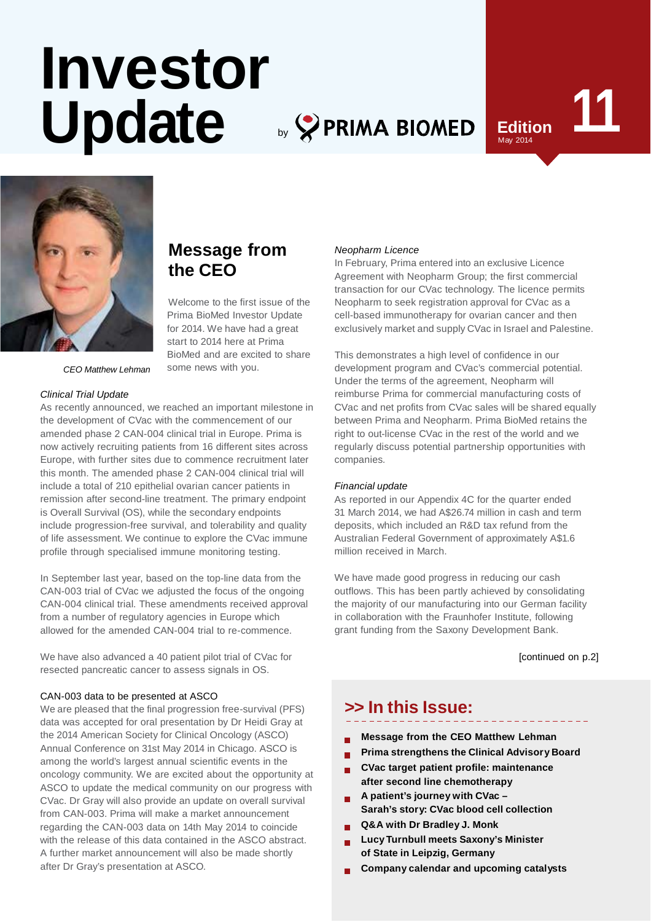# Investor Update

by PRIMA BIOMED

**Edition 11**
May 2014

CEO Matthew Lehman

## Message from the CEO

Welcome to the first issue of the Prima BioMed Investor Update for 2014. We have had a great start to 2014 here at Prima BioMed and are excited to share some news with you.

*Clinical Trial Update*

As recently announced, we reached an important milestone in the development of CVac with the commencement of our amended phase 2 CAN-004 clinical trial in Europe. Prima is now actively recruiting patients from 16 different sites across Europe, with further sites due to commence recruitment later this month. The amended phase 2 CAN-004 clinical trial will include a total of 210 epithelial ovarian cancer patients in remission after second-line treatment. The primary endpoint is Overall Survival (OS), while the secondary endpoints include progression-free survival, and tolerability and quality of life assessment. We continue to explore the CVac immune profile through specialised immune monitoring testing.

In September last year, based on the top-line data from the CAN-003 trial of CVac we adjusted the focus of the ongoing CAN-004 clinical trial. These amendments received approval from a number of regulatory agencies in Europe which allowed for the amended CAN-004 trial to re-commence.

We have also advanced a 40 patient pilot trial of CVac for resected pancreatic cancer to assess signals in OS.

CAN-003 data to be presented at ASCO

We are pleased that the final progression free-survival (PFS) data was accepted for oral presentation by Dr Heidi Gray at the 2014 American Society for Clinical Oncology (ASCO) Annual Conference on 31st May 2014 in Chicago. ASCO is among the world's largest annual scientific events in the oncology community. We are excited about the opportunity at ASCO to update the medical community on our progress with CVac. Dr Gray will also provide an update on overall survival from CAN-003. Prima will make a market announcement regarding the CAN-003 data on 14th May 2014 to coincide with the release of this data contained in the ASCO abstract. A further market announcement will also be made shortly after Dr Gray's presentation at ASCO.

*Neopharm Licence*

In February, Prima entered into an exclusive Licence Agreement with Neopharm Group; the first commercial transaction for our CVac technology. The licence permits Neopharm to seek registration approval for CVac as a cell-based immunotherapy for ovarian cancer and then exclusively market and supply CVac in Israel and Palestine.

This demonstrates a high level of confidence in our development program and CVac's commercial potential. Under the terms of the agreement, Neopharm will reimburse Prima for commercial manufacturing costs of CVac and net profits from CVac sales will be shared equally between Prima and Neopharm. Prima BioMed retains the right to out-license CVac in the rest of the world and we regularly discuss potential partnership opportunities with companies.

*Financial update*

As reported in our Appendix 4C for the quarter ended 31 March 2014, we had A$26.74 million in cash and term deposits, which included an R&D tax refund from the Australian Federal Government of approximately A$1.6 million received in March.

We have made good progress in reducing our cash outflows. This has been partly achieved by consolidating the majority of our manufacturing into our German facility in collaboration with the Fraunhofer Institute, following grant funding from the Saxony Development Bank.

[continued on p.2]

## >> In this Issue:

- **Message from the CEO Matthew Lehman**
- **Prima strengthens the Clinical Advisory Board**
- **CVac target patient profile: maintenance after second line chemotherapy**
- **A patient's journey with CVac – Sarah's story: CVac blood cell collection**
- **Q&A with Dr Bradley J. Monk**
- **Lucy Turnbull meets Saxony's Minister of State in Leipzig, Germany**
- **Company calendar and upcoming catalysts**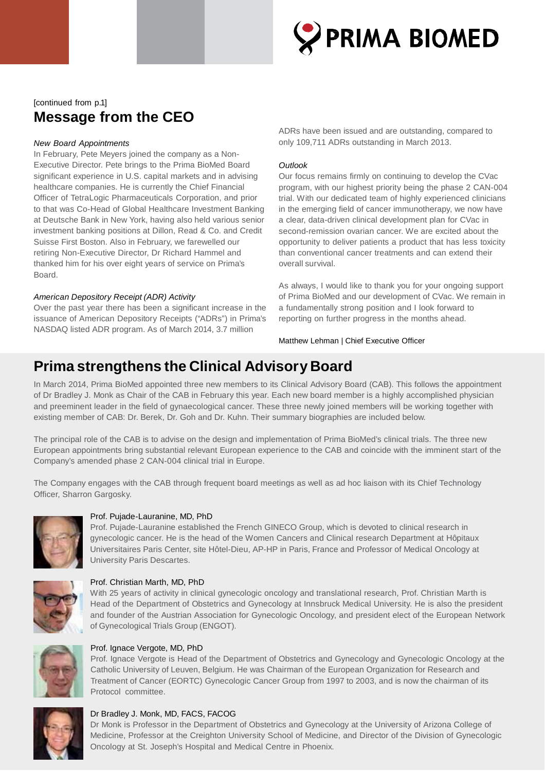[continued from p.1]

## Message from the CEO

*New Board Appointments*

In February, Pete Meyers joined the company as a Non-Executive Director. Pete brings to the Prima BioMed Board significant experience in U.S. capital markets and in advising healthcare companies. He is currently the Chief Financial Officer of TetraLogic Pharmaceuticals Corporation, and prior to that was Co-Head of Global Healthcare Investment Banking at Deutsche Bank in New York, having also held various senior investment banking positions at Dillon, Read & Co. and Credit Suisse First Boston. Also in February, we farewelled our retiring Non-Executive Director, Dr Richard Hammel and thanked him for his over eight years of service on Prima's Board.

*American Depository Receipt (ADR) Activity*

Over the past year there has been a significant increase in the issuance of American Depository Receipts ("ADRs") in Prima's NASDAQ listed ADR program. As of March 2014, 3.7 million ADRs have been issued and are outstanding, compared to only 109,711 ADRs outstanding in March 2013.

*Outlook*

Our focus remains firmly on continuing to develop the CVac program, with our highest priority being the phase 2 CAN-004 trial. With our dedicated team of highly experienced clinicians in the emerging field of cancer immunotherapy, we now have a clear, data-driven clinical development plan for CVac in second-remission ovarian cancer. We are excited about the opportunity to deliver patients a product that has less toxicity than conventional cancer treatments and can extend their overall survival.

As always, I would like to thank you for your ongoing support of Prima BioMed and our development of CVac. We remain in a fundamentally strong position and I look forward to reporting on further progress in the months ahead.

Matthew Lehman | Chief Executive Officer

## Prima strengthens the Clinical Advisory Board

In March 2014, Prima BioMed appointed three new members to its Clinical Advisory Board (CAB). This follows the appointment of Dr Bradley J. Monk as Chair of the CAB in February this year. Each new board member is a highly accomplished physician and preeminent leader in the field of gynaecological cancer. These three newly joined members will be working together with existing member of CAB: Dr. Berek, Dr. Goh and Dr. Kuhn. Their summary biographies are included below.

The principal role of the CAB is to advise on the design and implementation of Prima BioMed's clinical trials. The three new European appointments bring substantial relevant European experience to the CAB and coincide with the imminent start of the Company's amended phase 2 CAN-004 clinical trial in Europe.

The Company engages with the CAB through frequent board meetings as well as ad hoc liaison with its Chief Technology Officer, Sharron Gargosky.

Prof. Pujade-Lauranine, MD, PhD

Prof. Pujade-Lauranine established the French GINECO Group, which is devoted to clinical research in gynecologic cancer. He is the head of the Women Cancers and Clinical research Department at Hôpitaux Universitaires Paris Center, site Hôtel-Dieu, AP-HP in Paris, France and Professor of Medical Oncology at University Paris Descartes.

Prof. Christian Marth, MD, PhD

With 25 years of activity in clinical gynecologic oncology and translational research, Prof. Christian Marth is Head of the Department of Obstetrics and Gynecology at Innsbruck Medical University. He is also the president and founder of the Austrian Association for Gynecologic Oncology, and president elect of the European Network of Gynecological Trials Group (ENGOT).

Prof. Ignace Vergote, MD, PhD

Prof. Ignace Vergote is Head of the Department of Obstetrics and Gynecology and Gynecologic Oncology at the Catholic University of Leuven, Belgium. He was Chairman of the European Organization for Research and Treatment of Cancer (EORTC) Gynecologic Cancer Group from 1997 to 2003, and is now the chairman of its Protocol committee.

Dr Bradley J. Monk, MD, FACS, FACOG

Dr Monk is Professor in the Department of Obstetrics and Gynecology at the University of Arizona College of Medicine, Professor at the Creighton University School of Medicine, and Director of the Division of Gynecologic Oncology at St. Joseph's Hospital and Medical Centre in Phoenix.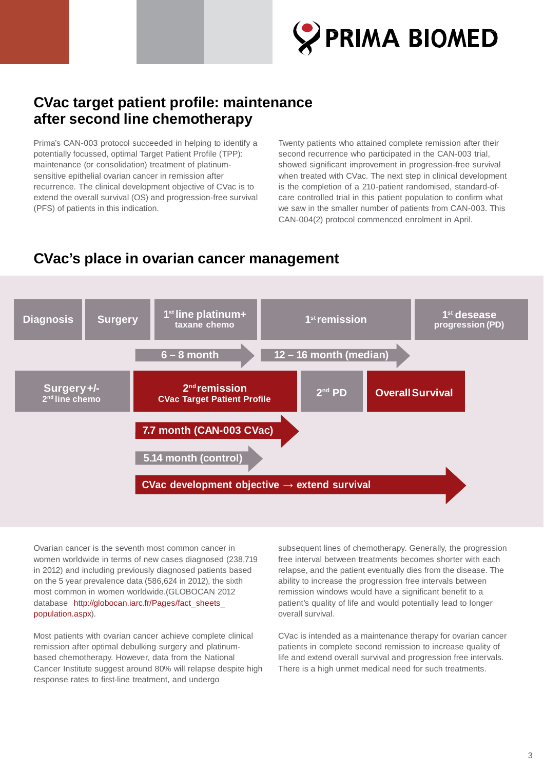# CVac target patient profile: maintenance after second line chemotherapy

Prima's CAN-003 protocol succeeded in helping to identify a potentially focussed, optimal Target Patient Profile (TPP): maintenance (or consolidation) treatment of platinum-sensitive epithelial ovarian cancer in remission after recurrence. The clinical development objective of CVac is to extend the overall survival (OS) and progression-free survival (PFS) of patients in this indication.

Twenty patients who attained complete remission after their second recurrence who participated in the CAN-003 trial, showed significant improvement in progression-free survival when treated with CVac. The next step in clinical development is the completion of a 210-patient randomised, standard-of-care controlled trial in this patient population to confirm what we saw in the smaller number of patients from CAN-003. This CAN-004(2) protocol commenced enrolment in April.

## CVac's place in ovarian cancer management

Diagnosis → Surgery → 1st line platinum+ taxane chemo → 1st remission → 1st desease progression (PD)

6 – 8 month

12 – 16 month (median)

Surgery+/- 2nd line chemo → 2nd remission CVac Target Patient Profile → 2nd PD → Overall Survival

7.7 month (CAN-003 CVac)

5.14 month (control)

CVac development objective → extend survival

Ovarian cancer is the seventh most common cancer in women worldwide in terms of new cases diagnosed (238,719 in 2012) and including previously diagnosed patients based on the 5 year prevalence data (586,624 in 2012), the sixth most common in women worldwide.(GLOBOCAN 2012 database http://globocan.iarc.fr/Pages/fact_sheets_population.aspx).

Most patients with ovarian cancer achieve complete clinical remission after optimal debulking surgery and platinum-based chemotherapy. However, data from the National Cancer Institute suggest around 80% will relapse despite high response rates to first-line treatment, and undergo subsequent lines of chemotherapy. Generally, the progression free interval between treatments becomes shorter with each relapse, and the patient eventually dies from the disease. The ability to increase the progression free intervals between remission windows would have a significant benefit to a patient's quality of life and would potentially lead to longer overall survival.

CVac is intended as a maintenance therapy for ovarian cancer patients in complete second remission to increase quality of life and extend overall survival and progression free intervals. There is a high unmet medical need for such treatments.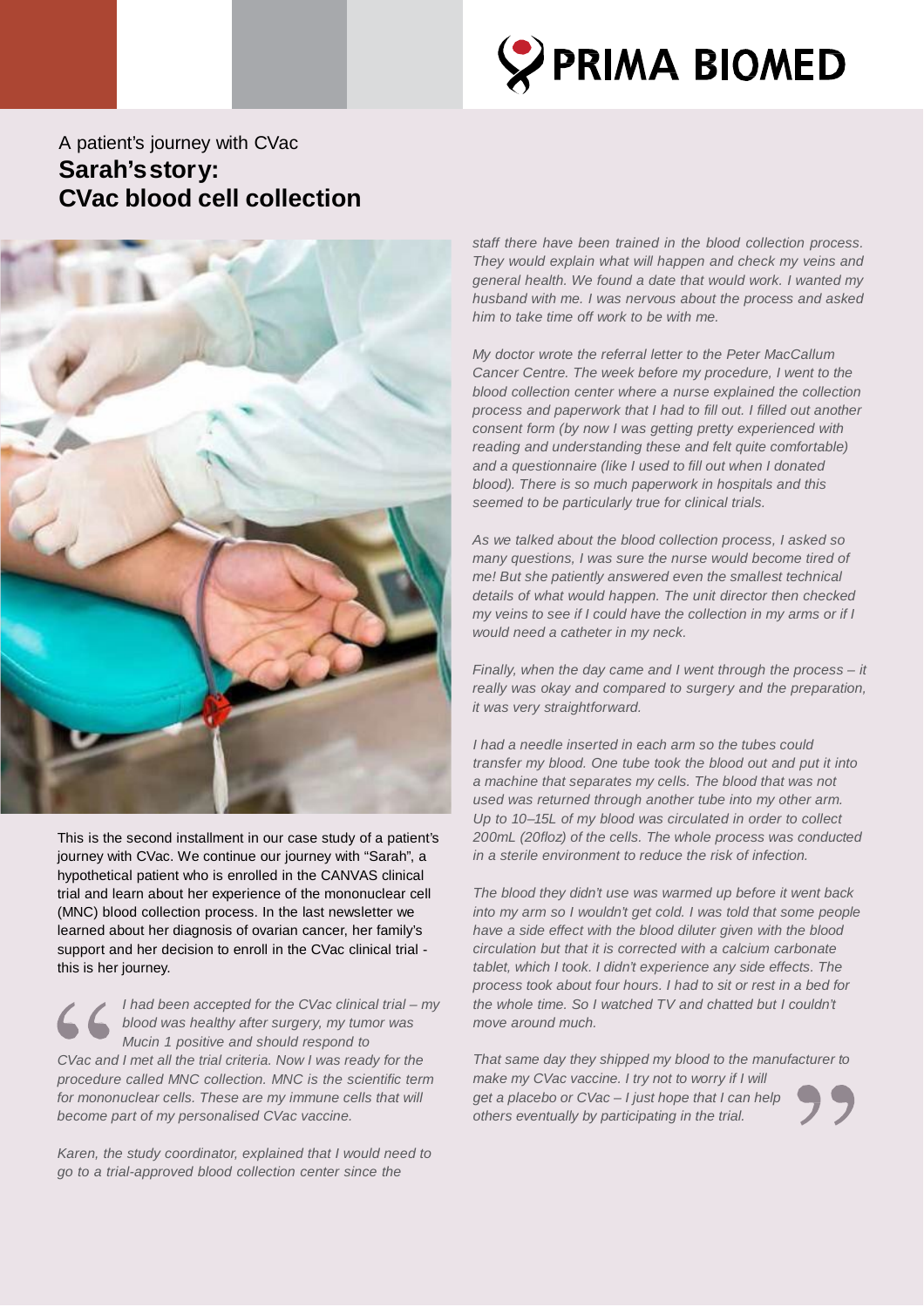A patient's journey with CVac

## Sarah's story: CVac blood cell collection

This is the second installment in our case study of a patient's journey with CVac. We continue our journey with "Sarah", a hypothetical patient who is enrolled in the CANVAS clinical trial and learn about her experience of the mononuclear cell (MNC) blood collection process. In the last newsletter we learned about her diagnosis of ovarian cancer, her family's support and her decision to enroll in the CVac clinical trial - this is her journey.

*I had been accepted for the CVac clinical trial – my blood was healthy after surgery, my tumor was Mucin 1 positive and should respond to CVac and I met all the trial criteria. Now I was ready for the procedure called MNC collection. MNC is the scientific term for mononuclear cells. These are my immune cells that will become part of my personalised CVac vaccine.*

*Karen, the study coordinator, explained that I would need to go to a trial-approved blood collection center since the staff there have been trained in the blood collection process. They would explain what will happen and check my veins and general health. We found a date that would work. I wanted my husband with me. I was nervous about the process and asked him to take time off work to be with me.*

*My doctor wrote the referral letter to the Peter MacCallum Cancer Centre. The week before my procedure, I went to the blood collection center where a nurse explained the collection process and paperwork that I had to fill out. I filled out another consent form (by now I was getting pretty experienced with reading and understanding these and felt quite comfortable) and a questionnaire (like I used to fill out when I donated blood). There is so much paperwork in hospitals and this seemed to be particularly true for clinical trials.*

*As we talked about the blood collection process, I asked so many questions, I was sure the nurse would become tired of me! But she patiently answered even the smallest technical details of what would happen. The unit director then checked my veins to see if I could have the collection in my arms or if I would need a catheter in my neck.*

*Finally, when the day came and I went through the process – it really was okay and compared to surgery and the preparation, it was very straightforward.*

*I had a needle inserted in each arm so the tubes could transfer my blood. One tube took the blood out and put it into a machine that separates my cells. The blood that was not used was returned through another tube into my other arm. Up to 10–15L of my blood was circulated in order to collect 200mL (20floz) of the cells. The whole process was conducted in a sterile environment to reduce the risk of infection.*

*The blood they didn't use was warmed up before it went back into my arm so I wouldn't get cold. I was told that some people have a side effect with the blood diluter given with the blood circulation but that it is corrected with a calcium carbonate tablet, which I took. I didn't experience any side effects. The process took about four hours. I had to sit or rest in a bed for the whole time. So I watched TV and chatted but I couldn't move around much.*

*That same day they shipped my blood to the manufacturer to make my CVac vaccine. I try not to worry if I will get a placebo or CVac – I just hope that I can help others eventually by participating in the trial.*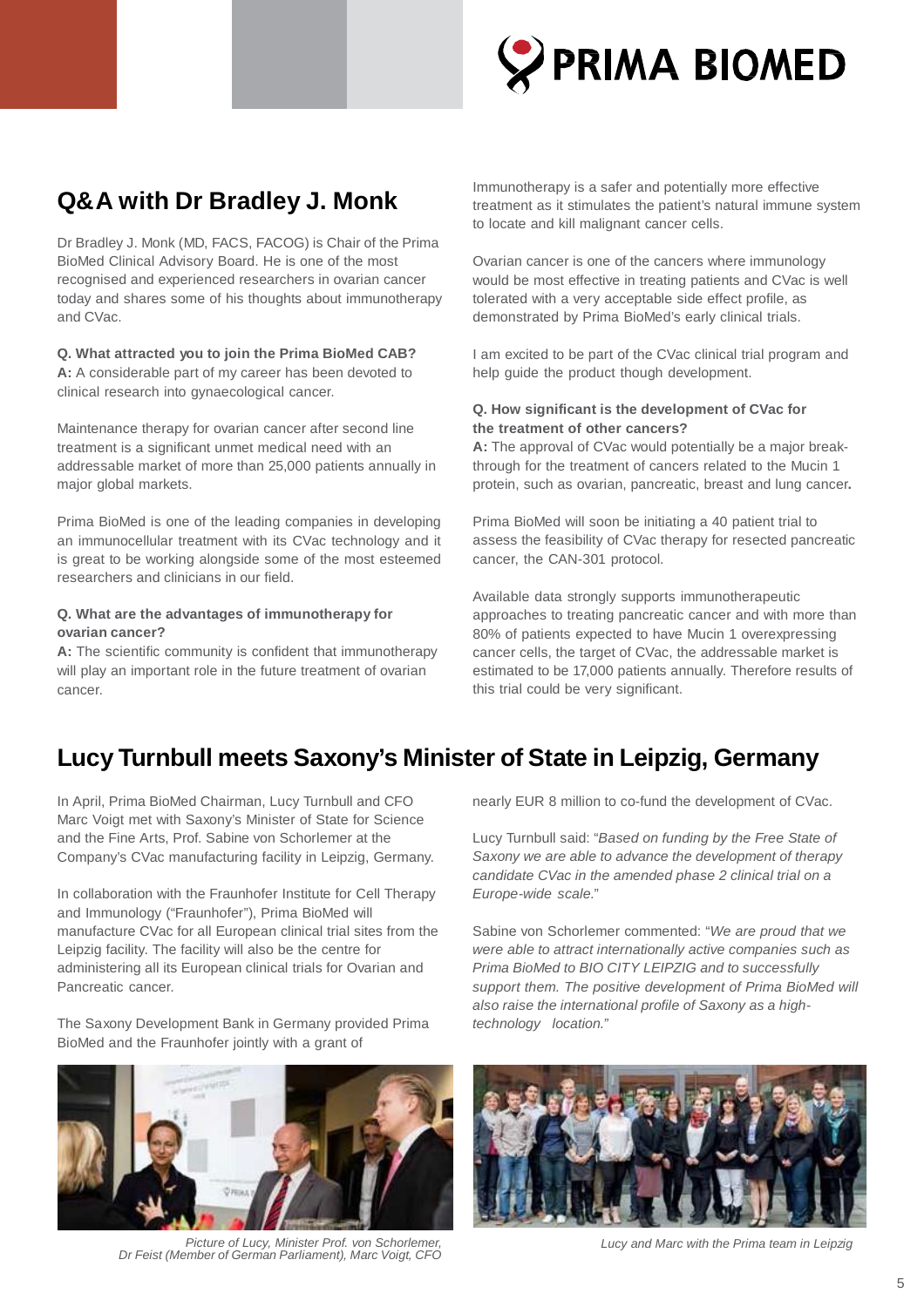## Q&A with Dr Bradley J. Monk

Dr Bradley J. Monk (MD, FACS, FACOG) is Chair of the Prima BioMed Clinical Advisory Board. He is one of the most recognised and experienced researchers in ovarian cancer today and shares some of his thoughts about immunotherapy and CVac.

**Q. What attracted you to join the Prima BioMed CAB?**
**A:** A considerable part of my career has been devoted to clinical research into gynaecological cancer.

Maintenance therapy for ovarian cancer after second line treatment is a significant unmet medical need with an addressable market of more than 25,000 patients annually in major global markets.

Prima BioMed is one of the leading companies in developing an immunocellular treatment with its CVac technology and it is great to be working alongside some of the most esteemed researchers and clinicians in our field.

**Q. What are the advantages of immunotherapy for ovarian cancer?**
**A:** The scientific community is confident that immunotherapy will play an important role in the future treatment of ovarian cancer.

Immunotherapy is a safer and potentially more effective treatment as it stimulates the patient's natural immune system to locate and kill malignant cancer cells.

Ovarian cancer is one of the cancers where immunology would be most effective in treating patients and CVac is well tolerated with a very acceptable side effect profile, as demonstrated by Prima BioMed's early clinical trials.

I am excited to be part of the CVac clinical trial program and help guide the product though development.

**Q. How significant is the development of CVac for the treatment of other cancers?**
**A:** The approval of CVac would potentially be a major break-through for the treatment of cancers related to the Mucin 1 protein, such as ovarian, pancreatic, breast and lung cancer**.**

Prima BioMed will soon be initiating a 40 patient trial to assess the feasibility of CVac therapy for resected pancreatic cancer, the CAN-301 protocol.

Available data strongly supports immunotherapeutic approaches to treating pancreatic cancer and with more than 80% of patients expected to have Mucin 1 overexpressing cancer cells, the target of CVac, the addressable market is estimated to be 17,000 patients annually. Therefore results of this trial could be very significant.

## Lucy Turnbull meets Saxony's Minister of State in Leipzig, Germany

In April, Prima BioMed Chairman, Lucy Turnbull and CFO Marc Voigt met with Saxony's Minister of State for Science and the Fine Arts, Prof. Sabine von Schorlemer at the Company's CVac manufacturing facility in Leipzig, Germany.

In collaboration with the Fraunhofer Institute for Cell Therapy and Immunology ("Fraunhofer"), Prima BioMed will manufacture CVac for all European clinical trial sites from the Leipzig facility. The facility will also be the centre for administering all its European clinical trials for Ovarian and Pancreatic cancer.

The Saxony Development Bank in Germany provided Prima BioMed and the Fraunhofer jointly with a grant of nearly EUR 8 million to co-fund the development of CVac.

Lucy Turnbull said: "*Based on funding by the Free State of Saxony we are able to advance the development of therapy candidate CVac in the amended phase 2 clinical trial on a Europe-wide scale.*"

Sabine von Schorlemer commented: "*We are proud that we were able to attract internationally active companies such as Prima BioMed to BIO CITY LEIPZIG and to successfully support them. The positive development of Prima BioMed will also raise the international profile of Saxony as a high-technology location."*

*Picture of Lucy, Minister Prof. von Schorlemer, Dr Feist (Member of German Parliament), Marc Voigt, CFO*

*Lucy and Marc with the Prima team in Leipzig*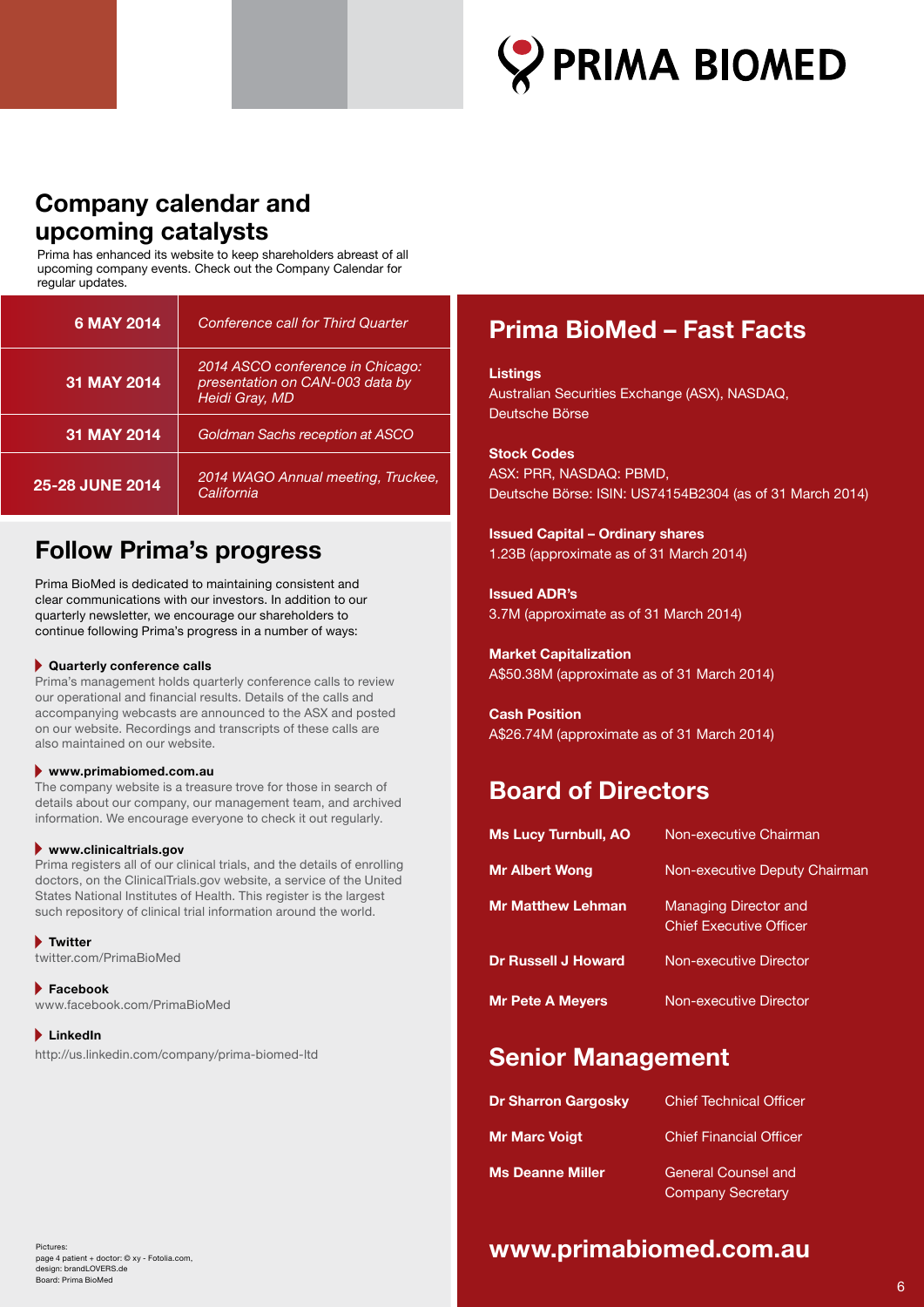PRIMA BIOMED

## Company calendar and upcoming catalysts

Prima has enhanced its website to keep shareholders abreast of all upcoming company events. Check out the Company Calendar for regular updates.

| | |
|---|---|
| **6 MAY 2014** | *Conference call for Third Quarter* |
| **31 MAY 2014** | *2014 ASCO conference in Chicago: presentation on CAN-003 data by Heidi Gray, MD* |
| **31 MAY 2014** | *Goldman Sachs reception at ASCO* |
| **25-28 JUNE 2014** | *2014 WAGO Annual meeting, Truckee, California* |

## Follow Prima's progress

Prima BioMed is dedicated to maintaining consistent and clear communications with our investors. In addition to our quarterly newsletter, we encourage our shareholders to continue following Prima's progress in a number of ways:

**Quarterly conference calls**
Prima's management holds quarterly conference calls to review our operational and financial results. Details of the calls and accompanying webcasts are announced to the ASX and posted on our website. Recordings and transcripts of these calls are also maintained on our website.

**www.primabiomed.com.au**
The company website is a treasure trove for those in search of details about our company, our management team, and archived information. We encourage everyone to check it out regularly.

**www.clinicaltrials.gov**
Prima registers all of our clinical trials, and the details of enrolling doctors, on the ClinicalTrials.gov website, a service of the United States National Institutes of Health. This register is the largest such repository of clinical trial information around the world.

**Twitter**
twitter.com/PrimaBioMed

**Facebook**
www.facebook.com/PrimaBioMed

**LinkedIn**
http://us.linkedin.com/company/prima-biomed-ltd

## Prima BioMed – Fast Facts

**Listings**
Australian Securities Exchange (ASX), NASDAQ, Deutsche Börse

**Stock Codes**
ASX: PRR, NASDAQ: PBMD,
Deutsche Börse: ISIN: US74154B2304 (as of 31 March 2014)

**Issued Capital – Ordinary shares**
1.23B (approximate as of 31 March 2014)

**Issued ADR's**
3.7M (approximate as of 31 March 2014)

**Market Capitalization**
A$50.38M (approximate as of 31 March 2014)

**Cash Position**
A$26.74M (approximate as of 31 March 2014)

## Board of Directors

| | |
|---|---|
| **Ms Lucy Turnbull, AO** | Non-executive Chairman |
| **Mr Albert Wong** | Non-executive Deputy Chairman |
| **Mr Matthew Lehman** | Managing Director and Chief Executive Officer |
| **Dr Russell J Howard** | Non-executive Director |
| **Mr Pete A Meyers** | Non-executive Director |

## Senior Management

| | |
|---|---|
| **Dr Sharron Gargosky** | Chief Technical Officer |
| **Mr Marc Voigt** | Chief Financial Officer |
| **Ms Deanne Miller** | General Counsel and Company Secretary |

## www.primabiomed.com.au

Pictures:
page 4 patient + doctor: © xy - Fotolia.com,
design: brandLOVERS.de
Board: Prima BioMed